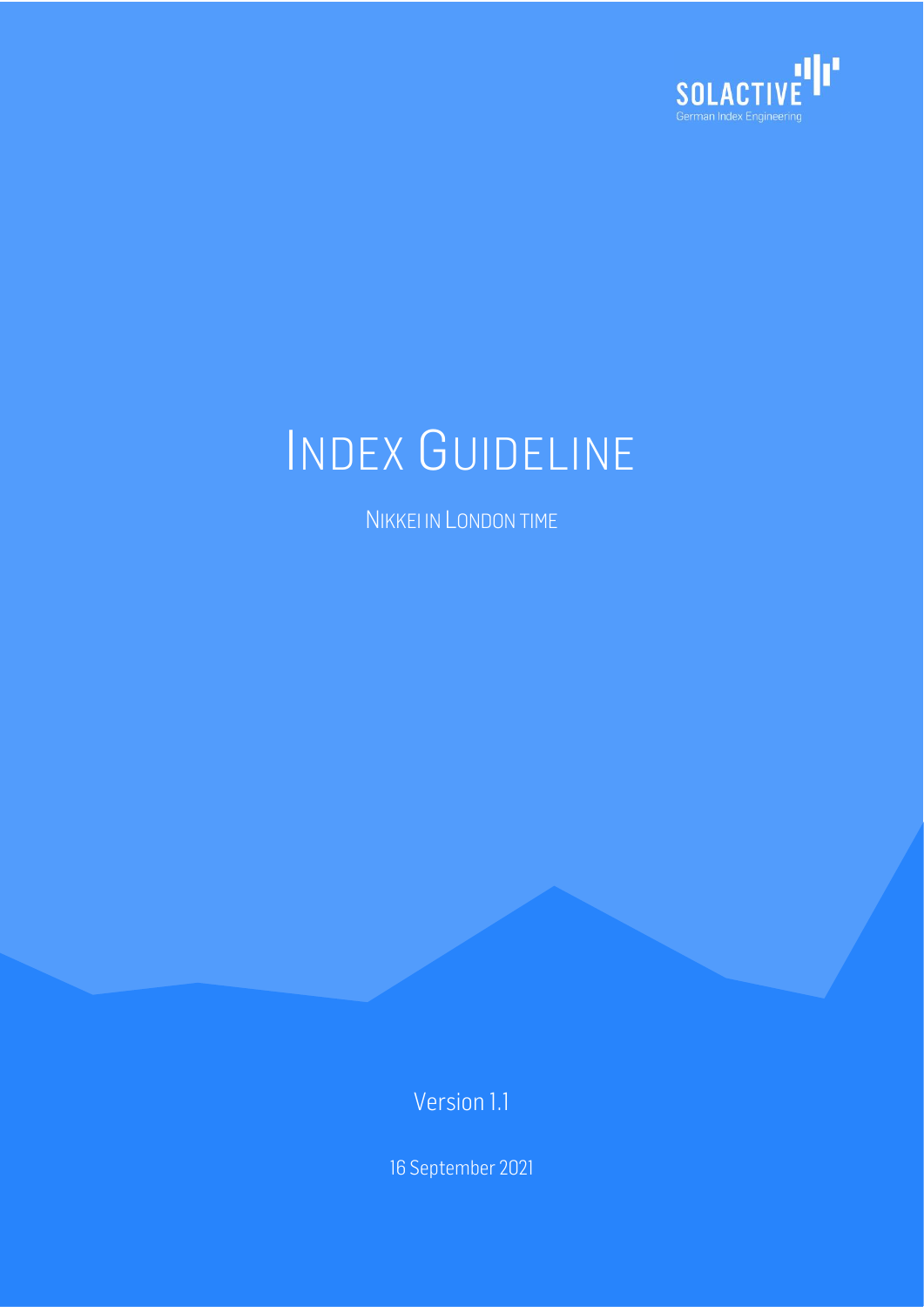# INDEX GUIDELINE

NIKKEI IN LONDON TIME

Version 1.1

16 September 2021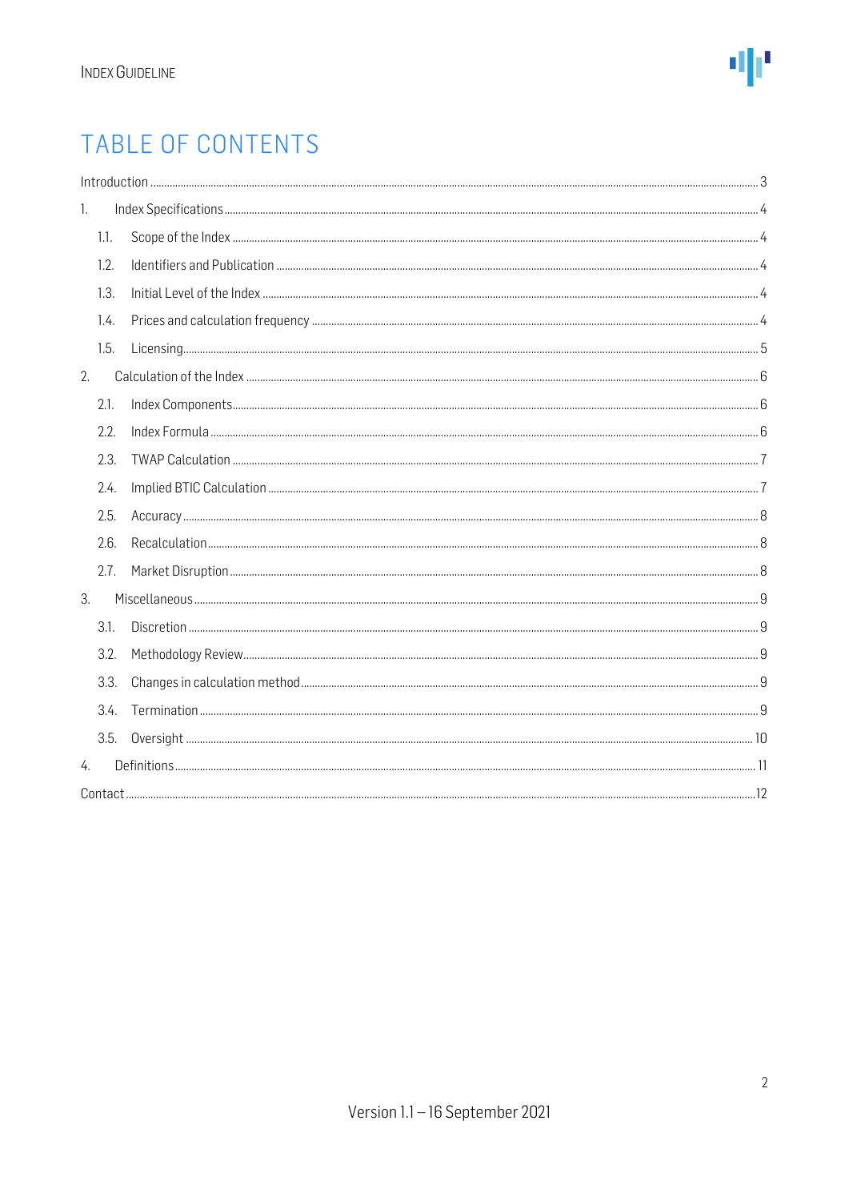# TABLE OF CONTENTS

Introduction ... 3

1. Index Specifications ... 4
   - 1.1. Scope of the Index ... 4
   - 1.2. Identifiers and Publication ... 4
   - 1.3. Initial Level of the Index ... 4
   - 1.4. Prices and calculation frequency ... 4
   - 1.5. Licensing ... 5
2. Calculation of the Index ... 6
   - 2.1. Index Components ... 6
   - 2.2. Index Formula ... 6
   - 2.3. TWAP Calculation ... 7
   - 2.4. Implied BTIC Calculation ... 7
   - 2.5. Accuracy ... 8
   - 2.6. Recalculation ... 8
   - 2.7. Market Disruption ... 8
3. Miscellaneous ... 9
   - 3.1. Discretion ... 9
   - 3.2. Methodology Review ... 9
   - 3.3. Changes in calculation method ... 9
   - 3.4. Termination ... 9
   - 3.5. Oversight ... 10
4. Definitions ... 11

Contact ... 12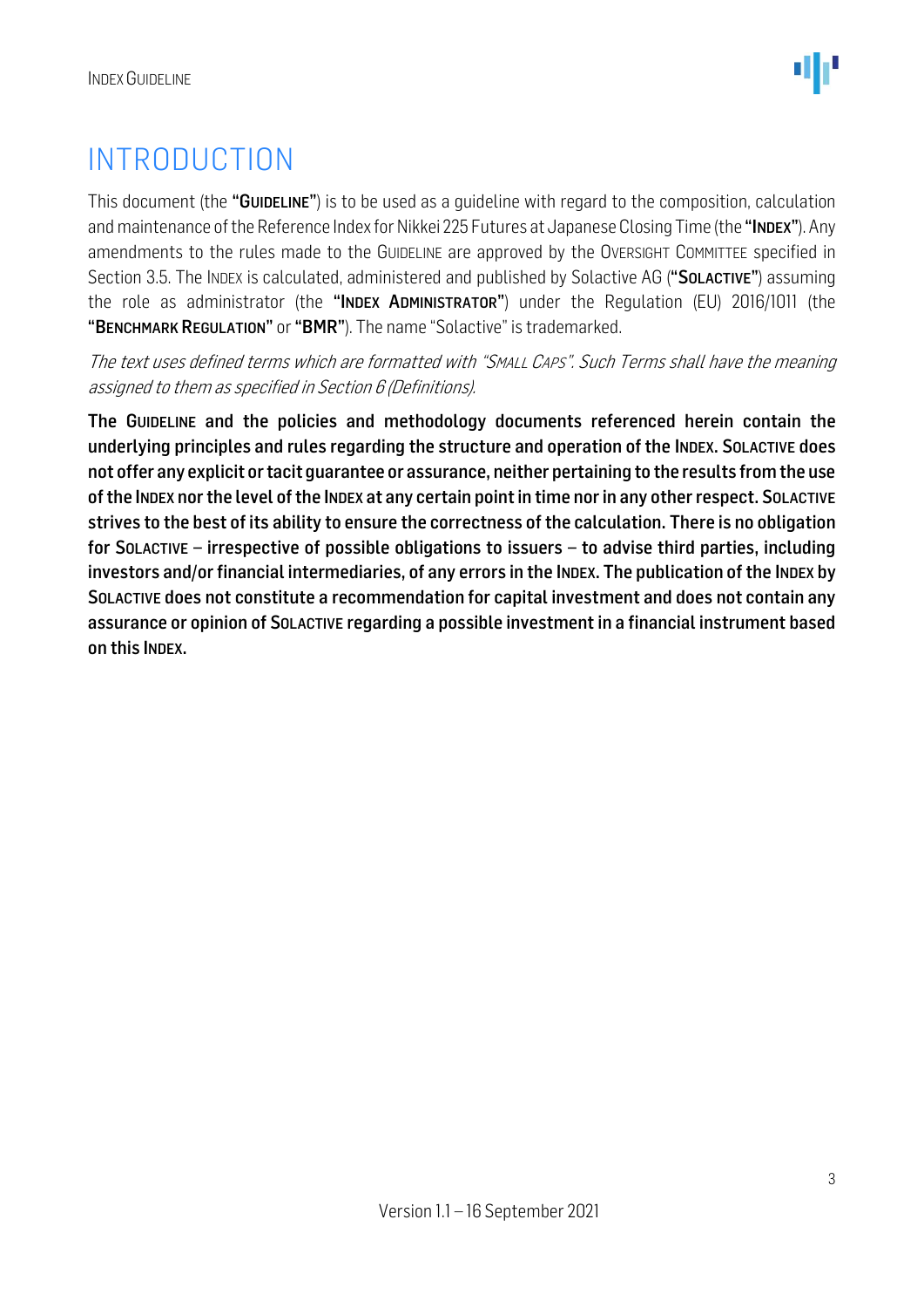# INTRODUCTION

This document (the "**GUIDELINE**") is to be used as a guideline with regard to the composition, calculation and maintenance of the Reference Index for Nikkei 225 Futures at Japanese Closing Time (the "**INDEX**"). Any amendments to the rules made to the GUIDELINE are approved by the OVERSIGHT COMMITTEE specified in Section 3.5. The INDEX is calculated, administered and published by Solactive AG ("**SOLACTIVE**") assuming the role as administrator (the "**INDEX ADMINISTRATOR**") under the Regulation (EU) 2016/1011 (the "**BENCHMARK REGULATION**" or "**BMR**"). The name "Solactive" is trademarked.

*The text uses defined terms which are formatted with "SMALL CAPS". Such Terms shall have the meaning assigned to them as specified in Section 6 (Definitions).*

**The GUIDELINE and the policies and methodology documents referenced herein contain the underlying principles and rules regarding the structure and operation of the INDEX. SOLACTIVE does not offer any explicit or tacit guarantee or assurance, neither pertaining to the results from the use of the INDEX nor the level of the INDEX at any certain point in time nor in any other respect. SOLACTIVE strives to the best of its ability to ensure the correctness of the calculation. There is no obligation for SOLACTIVE – irrespective of possible obligations to issuers – to advise third parties, including investors and/or financial intermediaries, of any errors in the INDEX. The publication of the INDEX by SOLACTIVE does not constitute a recommendation for capital investment and does not contain any assurance or opinion of SOLACTIVE regarding a possible investment in a financial instrument based on this INDEX.**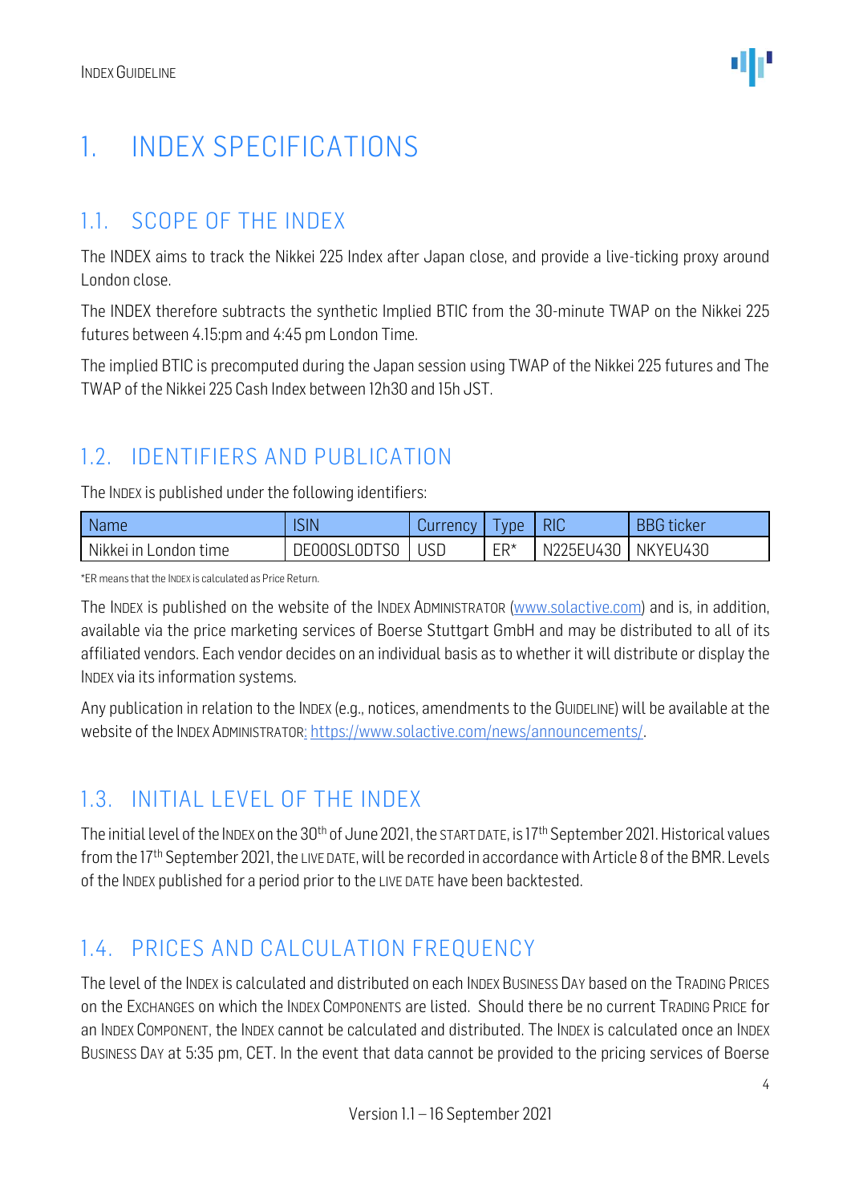# 1. INDEX SPECIFICATIONS

## 1.1. SCOPE OF THE INDEX

The INDEX aims to track the Nikkei 225 Index after Japan close, and provide a live-ticking proxy around London close.

The INDEX therefore subtracts the synthetic Implied BTIC from the 30-minute TWAP on the Nikkei 225 futures between 4.15:pm and 4:45 pm London Time.

The implied BTIC is precomputed during the Japan session using TWAP of the Nikkei 225 futures and The TWAP of the Nikkei 225 Cash Index between 12h30 and 15h JST.

## 1.2. IDENTIFIERS AND PUBLICATION

The INDEX is published under the following identifiers:

| Name | ISIN | Currency | Type | RIC | BBG ticker |
|---|---|---|---|---|---|
| Nikkei in London time | DE000SL0DTS0 | USD | ER* | N225EU430 | NKYEU430 |

*ER means that the INDEX is calculated as Price Return.

The INDEX is published on the website of the INDEX ADMINISTRATOR (www.solactive.com) and is, in addition, available via the price marketing services of Boerse Stuttgart GmbH and may be distributed to all of its affiliated vendors. Each vendor decides on an individual basis as to whether it will distribute or display the INDEX via its information systems.

Any publication in relation to the INDEX (e.g., notices, amendments to the GUIDELINE) will be available at the website of the INDEX ADMINISTRATOR: https://www.solactive.com/news/announcements/.

## 1.3. INITIAL LEVEL OF THE INDEX

The initial level of the INDEX on the 30th of June 2021, the START DATE, is 17th September 2021. Historical values from the 17th September 2021, the LIVE DATE, will be recorded in accordance with Article 8 of the BMR. Levels of the INDEX published for a period prior to the LIVE DATE have been backtested.

## 1.4. PRICES AND CALCULATION FREQUENCY

The level of the INDEX is calculated and distributed on each INDEX BUSINESS DAY based on the TRADING PRICES on the EXCHANGES on which the INDEX COMPONENTS are listed. Should there be no current TRADING PRICE for an INDEX COMPONENT, the INDEX cannot be calculated and distributed. The INDEX is calculated once an INDEX BUSINESS DAY at 5:35 pm, CET. In the event that data cannot be provided to the pricing services of Boerse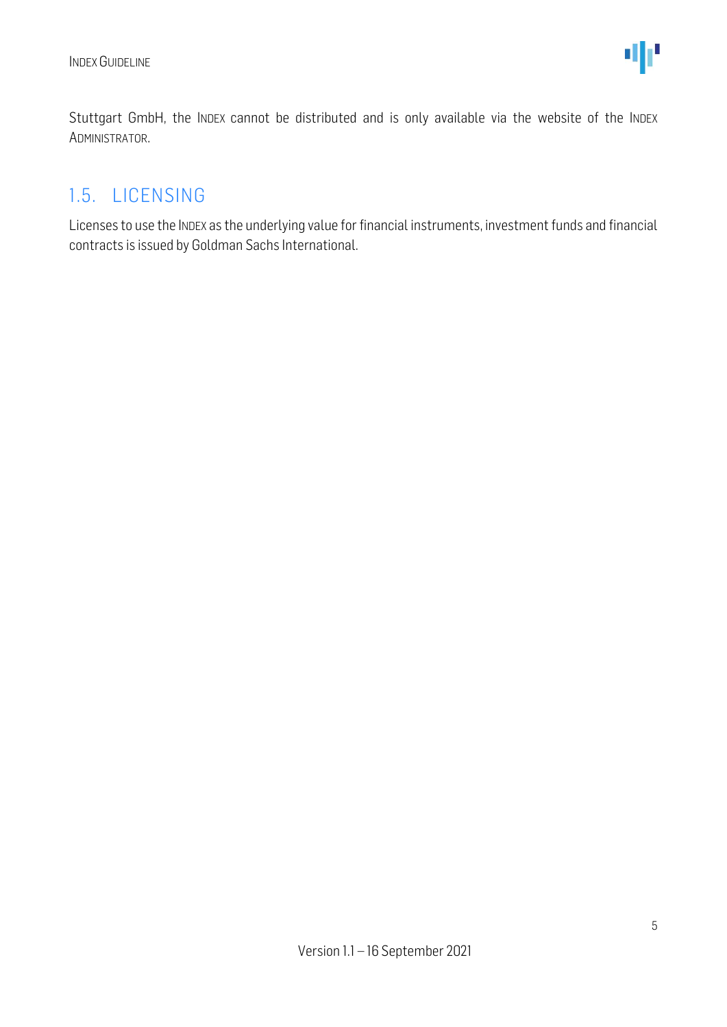Stuttgart GmbH, the INDEX cannot be distributed and is only available via the website of the INDEX ADMINISTRATOR.

## 1.5. LICENSING

Licenses to use the INDEX as the underlying value for financial instruments, investment funds and financial contracts is issued by Goldman Sachs International.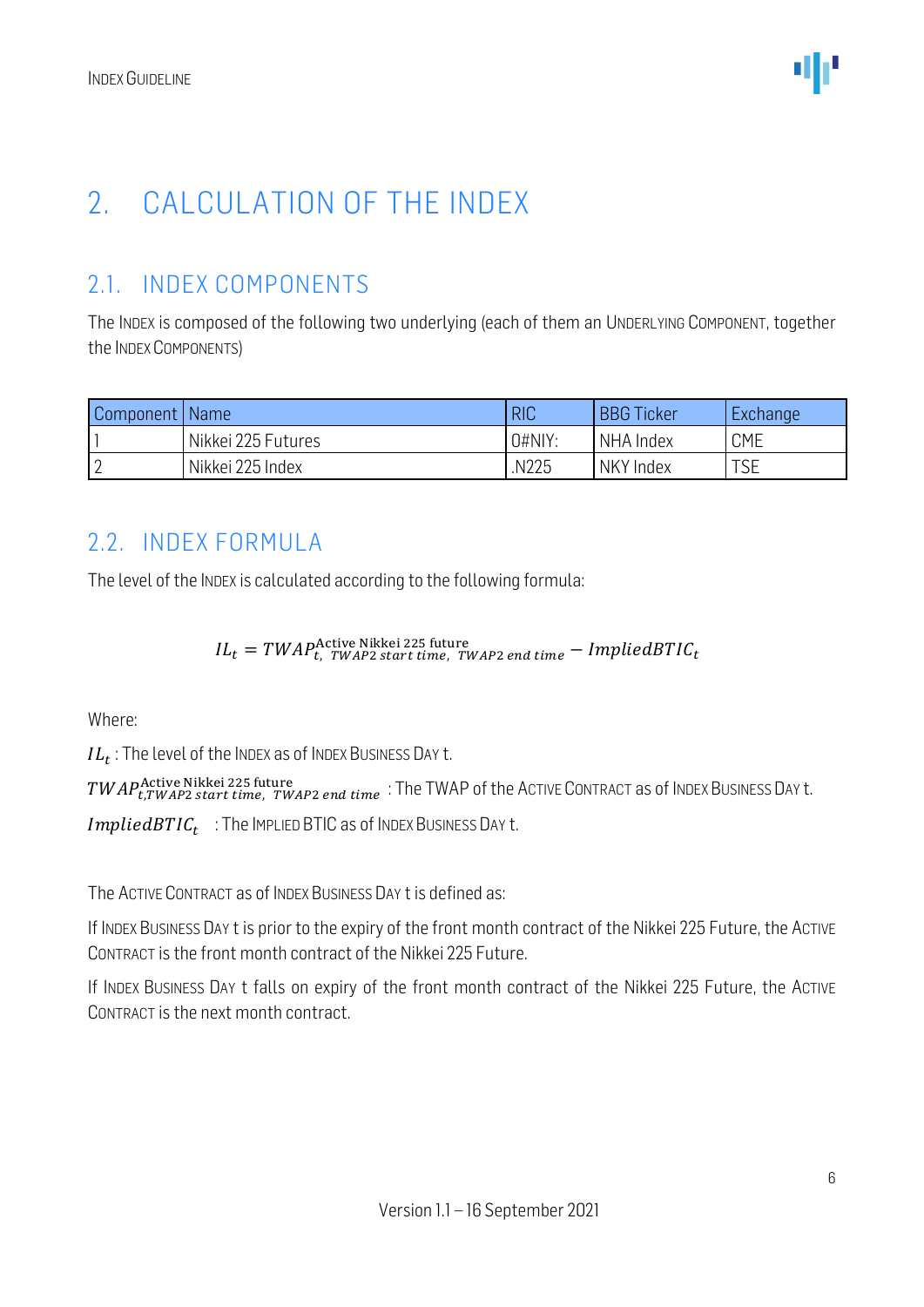# 2. CALCULATION OF THE INDEX

## 2.1. INDEX COMPONENTS

The INDEX is composed of the following two underlying (each of them an UNDERLYING COMPONENT, together the INDEX COMPONENTS)

| Component | Name | RIC | BBG Ticker | Exchange |
|---|---|---|---|---|
| 1 | Nikkei 225 Futures | 0#NIY: | NHA Index | CME |
| 2 | Nikkei 225 Index | .N225 | NKY Index | TSE |

## 2.2. INDEX FORMULA

The level of the INDEX is calculated according to the following formula:

$$IL_t = TWAP_{t,\ TWAP2\ start\ time,\ TWAP2\ end\ time}^{\text{Active Nikkei 225 future}} - ImpliedBTIC_t$$

Where:

$IL_t$ : The level of the INDEX as of INDEX BUSINESS DAY t.

$TWAP_{t,TWAP2\ start\ time,\ TWAP2\ end\ time}^{\text{Active Nikkei 225 future}}$ : The TWAP of the ACTIVE CONTRACT as of INDEX BUSINESS DAY t.

$ImpliedBTIC_t$ : The IMPLIED BTIC as of INDEX BUSINESS DAY t.

The ACTIVE CONTRACT as of INDEX BUSINESS DAY t is defined as:

If INDEX BUSINESS DAY t is prior to the expiry of the front month contract of the Nikkei 225 Future, the ACTIVE CONTRACT is the front month contract of the Nikkei 225 Future.

If INDEX BUSINESS DAY t falls on expiry of the front month contract of the Nikkei 225 Future, the ACTIVE CONTRACT is the next month contract.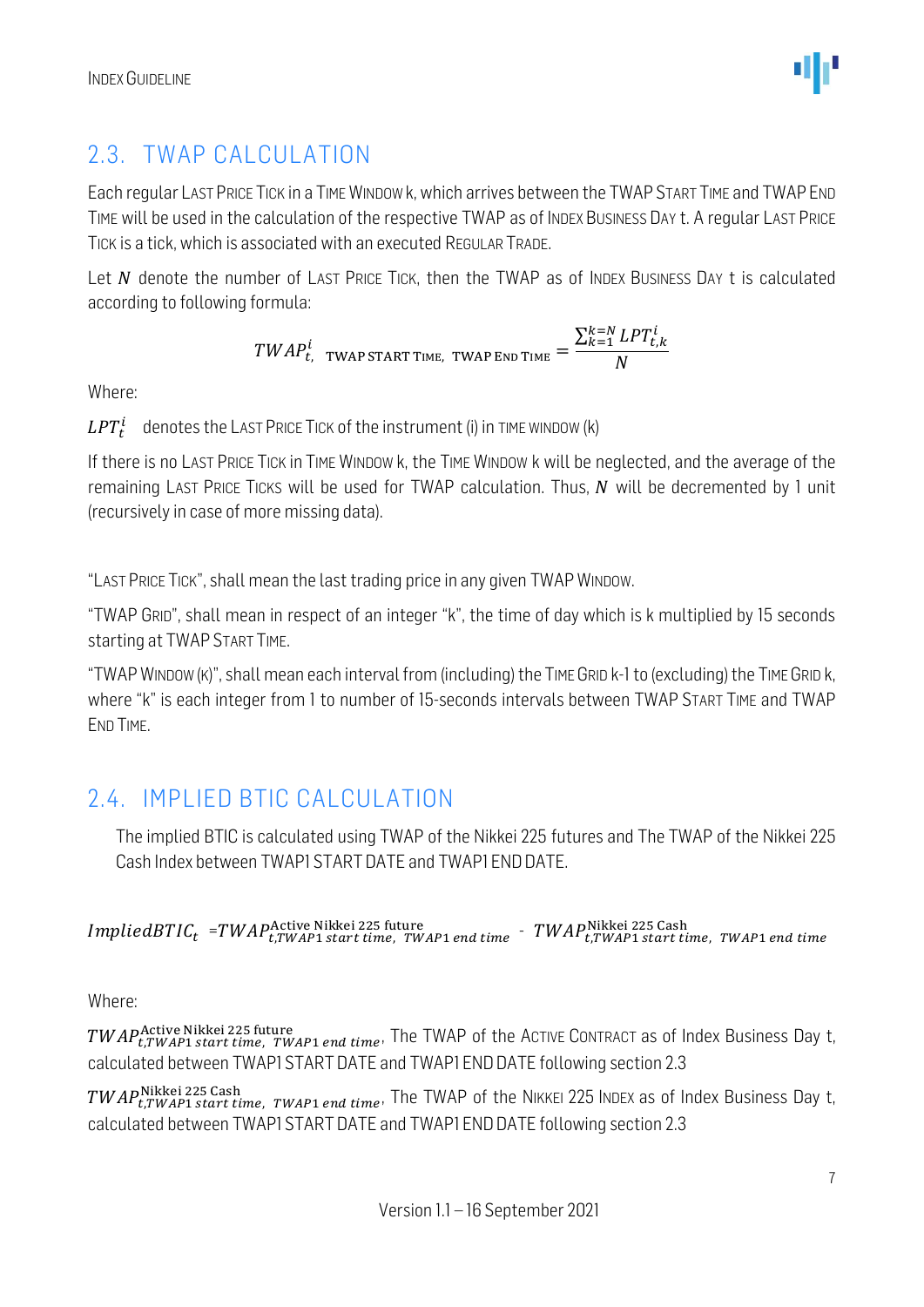## 2.3. TWAP CALCULATION

Each regular LAST PRICE TICK in a TIME WINDOW k, which arrives between the TWAP START TIME and TWAP END TIME will be used in the calculation of the respective TWAP as of INDEX BUSINESS DAY t. A regular LAST PRICE TICK is a tick, which is associated with an executed REGULAR TRADE.

Let $N$ denote the number of LAST PRICE TICK, then the TWAP as of INDEX BUSINESS DAY t is calculated according to following formula:

$$TWAP^{i}_{t,\ \text{TWAP START TIME},\ \text{TWAP END TIME}} = \frac{\sum_{k=1}^{k=N} LPT^{i}_{t,k}}{N}$$

Where:

$LPT^{i}_{t}$ denotes the LAST PRICE TICK of the instrument (i) in TIME WINDOW (k)

If there is no LAST PRICE TICK in TIME WINDOW k, the TIME WINDOW k will be neglected, and the average of the remaining LAST PRICE TICKS will be used for TWAP calculation. Thus, $N$ will be decremented by 1 unit (recursively in case of more missing data).

"LAST PRICE TICK", shall mean the last trading price in any given TWAP WINDOW.

"TWAP GRID", shall mean in respect of an integer "k", the time of day which is k multiplied by 15 seconds starting at TWAP START TIME.

"TWAP WINDOW (K)", shall mean each interval from (including) the TIME GRID k-1 to (excluding) the TIME GRID k, where "k" is each integer from 1 to number of 15-seconds intervals between TWAP START TIME and TWAP END TIME.

## 2.4. IMPLIED BTIC CALCULATION

The implied BTIC is calculated using TWAP of the Nikkei 225 futures and The TWAP of the Nikkei 225 Cash Index between TWAP1 START DATE and TWAP1 END DATE.

$$ImpliedBTIC_{t} = TWAP^{\text{Active Nikkei 225 future}}_{t, TWAP1\ start\ time,\ TWAP1\ end\ time} - TWAP^{\text{Nikkei 225 Cash}}_{t, TWAP1\ start\ time,\ TWAP1\ end\ time}$$

Where:

$TWAP^{\text{Active Nikkei 225 future}}_{t, TWAP1\ start\ time,\ TWAP1\ end\ time}$, The TWAP of the ACTIVE CONTRACT as of Index Business Day t, calculated between TWAP1 START DATE and TWAP1 END DATE following section 2.3

$TWAP^{\text{Nikkei 225 Cash}}_{t, TWAP1\ start\ time,\ TWAP1\ end\ time}$, The TWAP of the NIKKEI 225 INDEX as of Index Business Day t, calculated between TWAP1 START DATE and TWAP1 END DATE following section 2.3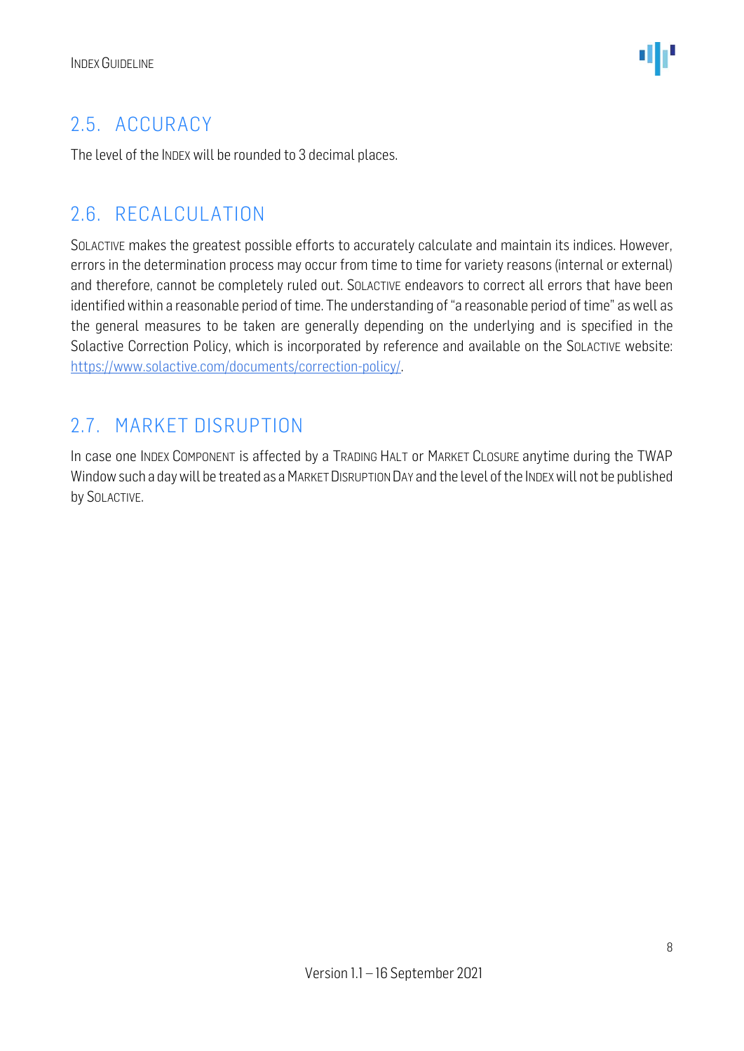## 2.5. ACCURACY

The level of the INDEX will be rounded to 3 decimal places.

## 2.6. RECALCULATION

SOLACTIVE makes the greatest possible efforts to accurately calculate and maintain its indices. However, errors in the determination process may occur from time to time for variety reasons (internal or external) and therefore, cannot be completely ruled out. SOLACTIVE endeavors to correct all errors that have been identified within a reasonable period of time. The understanding of "a reasonable period of time" as well as the general measures to be taken are generally depending on the underlying and is specified in the Solactive Correction Policy, which is incorporated by reference and available on the SOLACTIVE website: [https://www.solactive.com/documents/correction-policy/](https://www.solactive.com/documents/correction-policy/).

## 2.7. MARKET DISRUPTION

In case one INDEX COMPONENT is affected by a TRADING HALT or MARKET CLOSURE anytime during the TWAP Window such a day will be treated as a MARKET DISRUPTION DAY and the level of the INDEX will not be published by SOLACTIVE.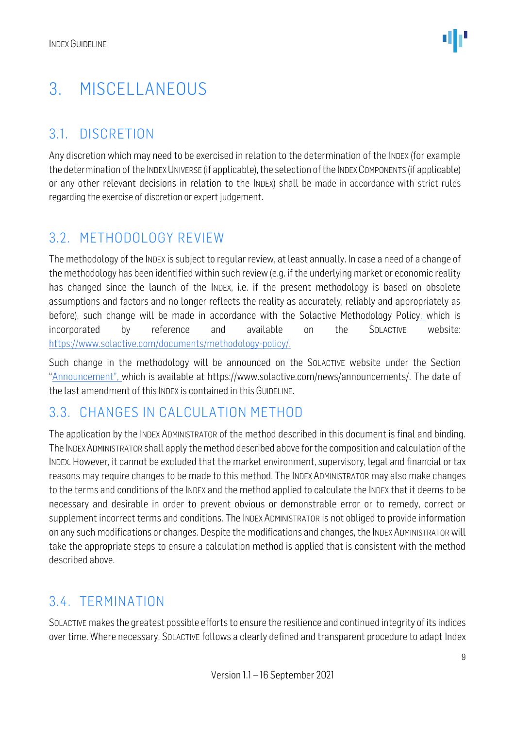# 3. MISCELLANEOUS

## 3.1. DISCRETION

Any discretion which may need to be exercised in relation to the determination of the INDEX (for example the determination of the INDEX UNIVERSE (if applicable), the selection of the INDEX COMPONENTS (if applicable) or any other relevant decisions in relation to the INDEX) shall be made in accordance with strict rules regarding the exercise of discretion or expert judgement.

## 3.2. METHODOLOGY REVIEW

The methodology of the INDEX is subject to regular review, at least annually. In case a need of a change of the methodology has been identified within such review (e.g. if the underlying market or economic reality has changed since the launch of the INDEX, i.e. if the present methodology is based on obsolete assumptions and factors and no longer reflects the reality as accurately, reliably and appropriately as before), such change will be made in accordance with the Solactive Methodology Policy, which is incorporated by reference and available on the SOLACTIVE website: https://www.solactive.com/documents/methodology-policy/.

Such change in the methodology will be announced on the SOLACTIVE website under the Section "Announcement", which is available at https://www.solactive.com/news/announcements/. The date of the last amendment of this INDEX is contained in this GUIDELINE.

## 3.3. CHANGES IN CALCULATION METHOD

The application by the INDEX ADMINISTRATOR of the method described in this document is final and binding. The INDEX ADMINISTRATOR shall apply the method described above for the composition and calculation of the INDEX. However, it cannot be excluded that the market environment, supervisory, legal and financial or tax reasons may require changes to be made to this method. The INDEX ADMINISTRATOR may also make changes to the terms and conditions of the INDEX and the method applied to calculate the INDEX that it deems to be necessary and desirable in order to prevent obvious or demonstrable error or to remedy, correct or supplement incorrect terms and conditions. The INDEX ADMINISTRATOR is not obliged to provide information on any such modifications or changes. Despite the modifications and changes, the INDEX ADMINISTRATOR will take the appropriate steps to ensure a calculation method is applied that is consistent with the method described above.

## 3.4. TERMINATION

SOLACTIVE makes the greatest possible efforts to ensure the resilience and continued integrity of its indices over time. Where necessary, SOLACTIVE follows a clearly defined and transparent procedure to adapt Index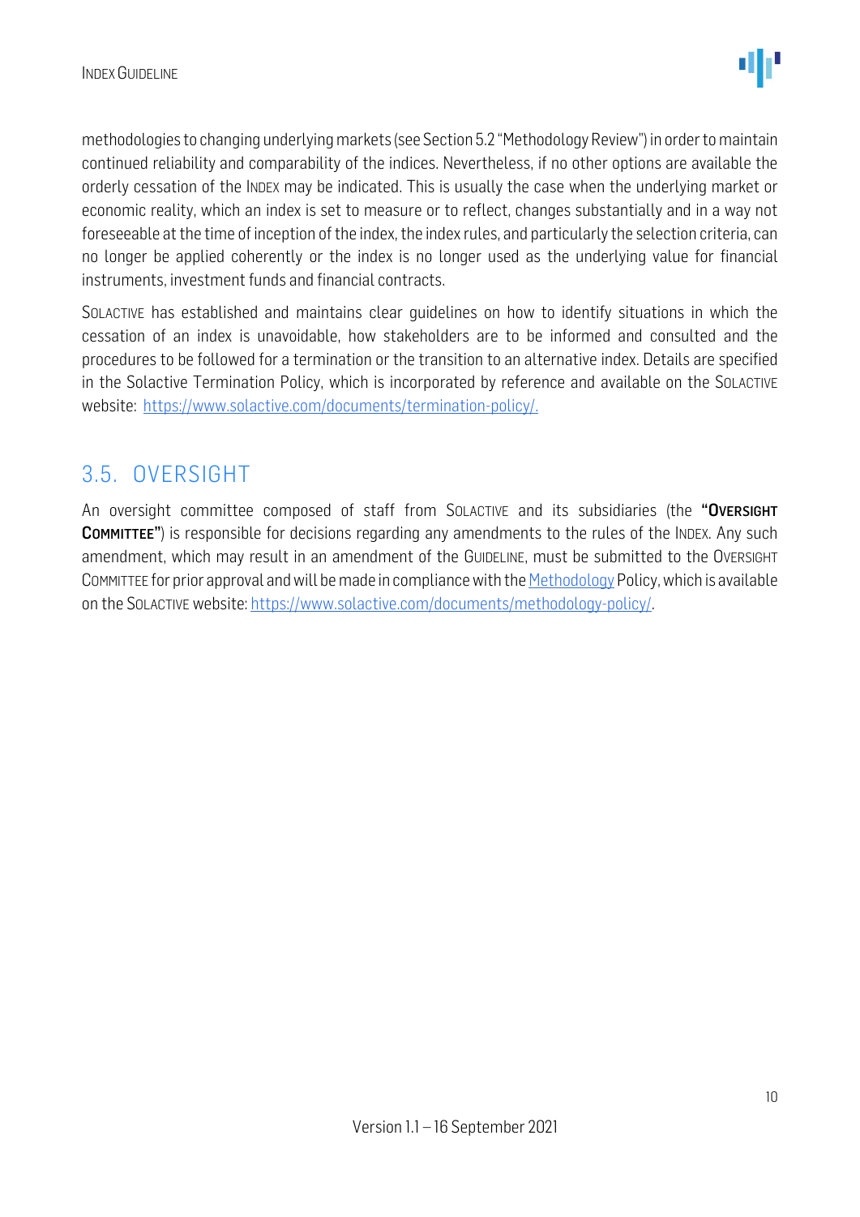methodologies to changing underlying markets (see Section 5.2 "Methodology Review") in order to maintain continued reliability and comparability of the indices. Nevertheless, if no other options are available the orderly cessation of the INDEX may be indicated. This is usually the case when the underlying market or economic reality, which an index is set to measure or to reflect, changes substantially and in a way not foreseeable at the time of inception of the index, the index rules, and particularly the selection criteria, can no longer be applied coherently or the index is no longer used as the underlying value for financial instruments, investment funds and financial contracts.

SOLACTIVE has established and maintains clear guidelines on how to identify situations in which the cessation of an index is unavoidable, how stakeholders are to be informed and consulted and the procedures to be followed for a termination or the transition to an alternative index. Details are specified in the Solactive Termination Policy, which is incorporated by reference and available on the SOLACTIVE website: [https://www.solactive.com/documents/termination-policy/.](https://www.solactive.com/documents/termination-policy/)

## 3.5. OVERSIGHT

An oversight committee composed of staff from SOLACTIVE and its subsidiaries (the **"OVERSIGHT COMMITTEE"**) is responsible for decisions regarding any amendments to the rules of the INDEX. Any such amendment, which may result in an amendment of the GUIDELINE, must be submitted to the OVERSIGHT COMMITTEE for prior approval and will be made in compliance with the Methodology Policy, which is available on the SOLACTIVE website: [https://www.solactive.com/documents/methodology-policy/](https://www.solactive.com/documents/methodology-policy/).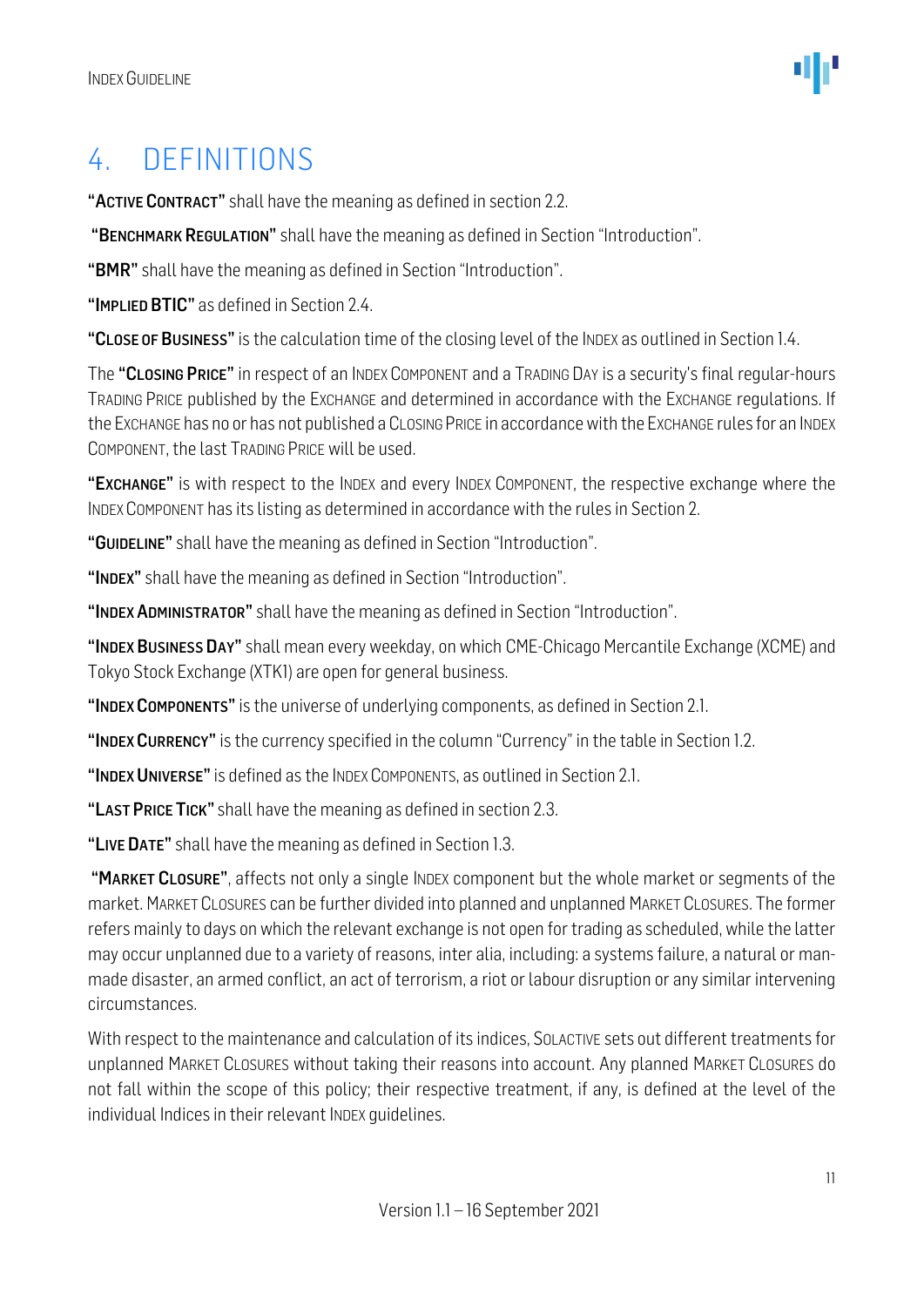# 4. DEFINITIONS

"**ACTIVE CONTRACT**" shall have the meaning as defined in section 2.2.

"**BENCHMARK REGULATION**" shall have the meaning as defined in Section "Introduction".

"**BMR**" shall have the meaning as defined in Section "Introduction".

"**IMPLIED BTIC**" as defined in Section 2.4.

"**CLOSE OF BUSINESS**" is the calculation time of the closing level of the INDEX as outlined in Section 1.4.

The "**CLOSING PRICE**" in respect of an INDEX COMPONENT and a TRADING DAY is a security's final regular-hours TRADING PRICE published by the EXCHANGE and determined in accordance with the EXCHANGE regulations. If the EXCHANGE has no or has not published a CLOSING PRICE in accordance with the EXCHANGE rules for an INDEX COMPONENT, the last TRADING PRICE will be used.

"**EXCHANGE**" is with respect to the INDEX and every INDEX COMPONENT, the respective exchange where the INDEX COMPONENT has its listing as determined in accordance with the rules in Section 2.

"**GUIDELINE**" shall have the meaning as defined in Section "Introduction".

"**INDEX**" shall have the meaning as defined in Section "Introduction".

"**INDEX ADMINISTRATOR**" shall have the meaning as defined in Section "Introduction".

"**INDEX BUSINESS DAY**" shall mean every weekday, on which CME-Chicago Mercantile Exchange (XCME) and Tokyo Stock Exchange (XTK1) are open for general business.

"**INDEX COMPONENTS**" is the universe of underlying components, as defined in Section 2.1.

"**INDEX CURRENCY**" is the currency specified in the column "Currency" in the table in Section 1.2.

"**INDEX UNIVERSE**" is defined as the INDEX COMPONENTS, as outlined in Section 2.1.

"**LAST PRICE TICK**" shall have the meaning as defined in section 2.3.

"**LIVE DATE**" shall have the meaning as defined in Section 1.3.

"**MARKET CLOSURE**", affects not only a single INDEX component but the whole market or segments of the market. MARKET CLOSURES can be further divided into planned and unplanned MARKET CLOSURES. The former refers mainly to days on which the relevant exchange is not open for trading as scheduled, while the latter may occur unplanned due to a variety of reasons, inter alia, including: a systems failure, a natural or man-made disaster, an armed conflict, an act of terrorism, a riot or labour disruption or any similar intervening circumstances.

With respect to the maintenance and calculation of its indices, SOLACTIVE sets out different treatments for unplanned MARKET CLOSURES without taking their reasons into account. Any planned MARKET CLOSURES do not fall within the scope of this policy; their respective treatment, if any, is defined at the level of the individual Indices in their relevant INDEX guidelines.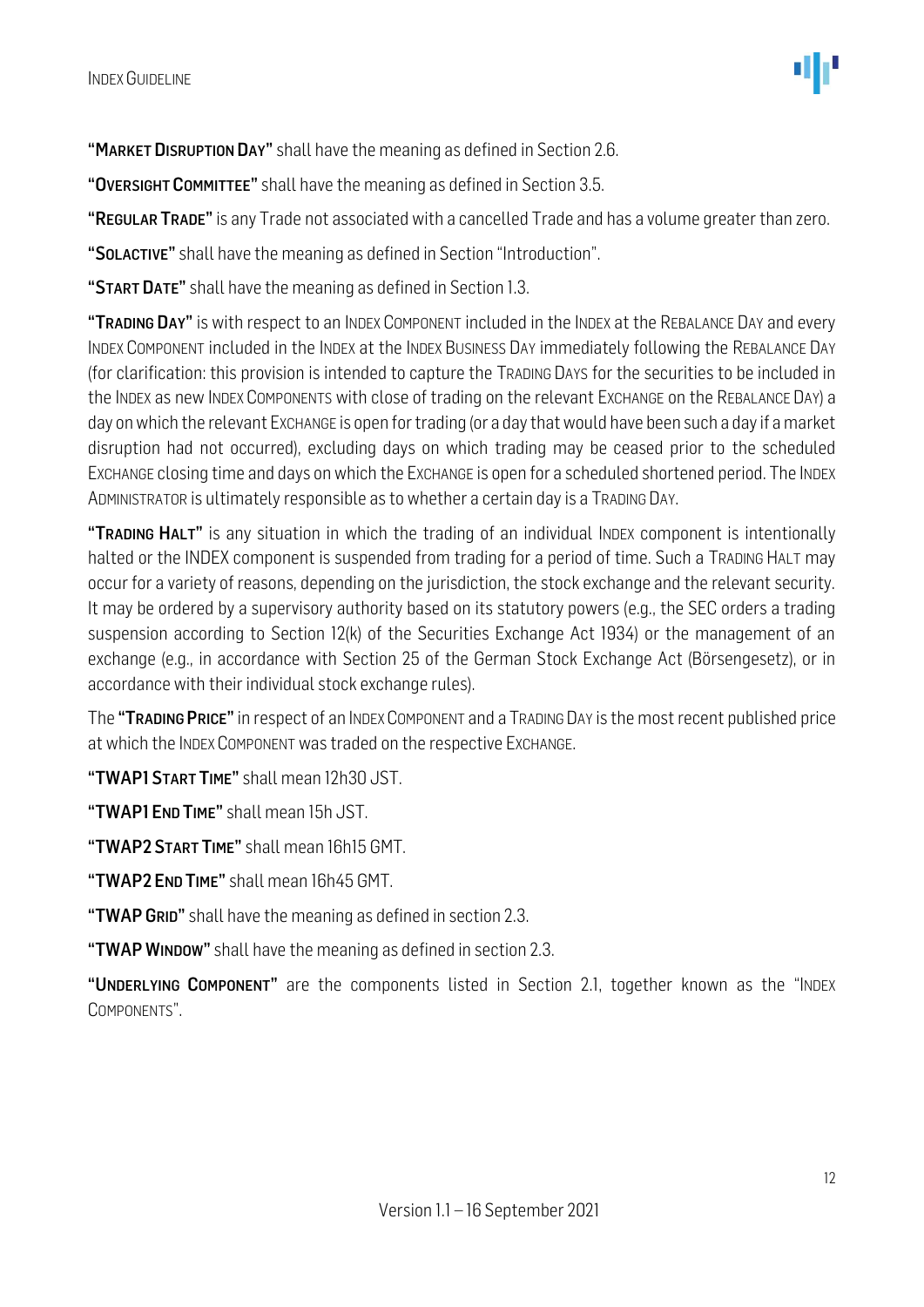"**MARKET DISRUPTION DAY**" shall have the meaning as defined in Section 2.6.

"**OVERSIGHT COMMITTEE**" shall have the meaning as defined in Section 3.5.

"**REGULAR TRADE**" is any Trade not associated with a cancelled Trade and has a volume greater than zero.

"**SOLACTIVE**" shall have the meaning as defined in Section "Introduction".

"**START DATE**" shall have the meaning as defined in Section 1.3.

"**TRADING DAY**" is with respect to an INDEX COMPONENT included in the INDEX at the REBALANCE DAY and every INDEX COMPONENT included in the INDEX at the INDEX BUSINESS DAY immediately following the REBALANCE DAY (for clarification: this provision is intended to capture the TRADING DAYS for the securities to be included in the INDEX as new INDEX COMPONENTS with close of trading on the relevant EXCHANGE on the REBALANCE DAY) a day on which the relevant EXCHANGE is open for trading (or a day that would have been such a day if a market disruption had not occurred), excluding days on which trading may be ceased prior to the scheduled EXCHANGE closing time and days on which the EXCHANGE is open for a scheduled shortened period. The INDEX ADMINISTRATOR is ultimately responsible as to whether a certain day is a TRADING DAY.

"**TRADING HALT**" is any situation in which the trading of an individual INDEX component is intentionally halted or the INDEX component is suspended from trading for a period of time. Such a TRADING HALT may occur for a variety of reasons, depending on the jurisdiction, the stock exchange and the relevant security. It may be ordered by a supervisory authority based on its statutory powers (e.g., the SEC orders a trading suspension according to Section 12(k) of the Securities Exchange Act 1934) or the management of an exchange (e.g., in accordance with Section 25 of the German Stock Exchange Act (Börsengesetz), or in accordance with their individual stock exchange rules).

The "**TRADING PRICE**" in respect of an INDEX COMPONENT and a TRADING DAY is the most recent published price at which the INDEX COMPONENT was traded on the respective EXCHANGE.

"**TWAP1 START TIME**" shall mean 12h30 JST.

"**TWAP1 END TIME**" shall mean 15h JST.

"**TWAP2 START TIME**" shall mean 16h15 GMT.

"**TWAP2 END TIME**" shall mean 16h45 GMT.

"**TWAP GRID**" shall have the meaning as defined in section 2.3.

"**TWAP WINDOW**" shall have the meaning as defined in section 2.3.

"**UNDERLYING COMPONENT**" are the components listed in Section 2.1, together known as the "INDEX COMPONENTS".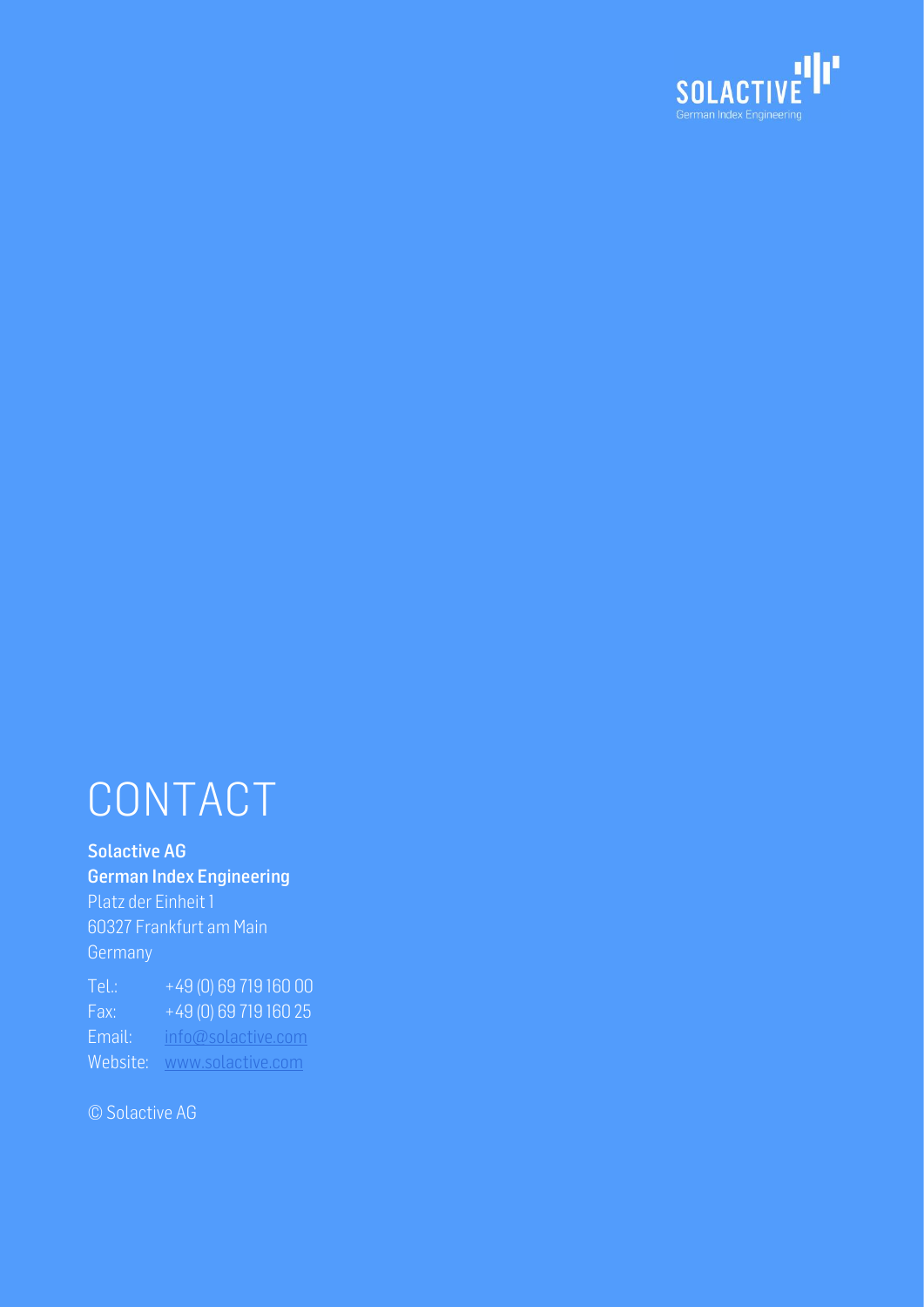SOLACTIVE
German Index Engineering

# CONTACT

**Solactive AG**
**German Index Engineering**
Platz der Einheit 1
60327 Frankfurt am Main
Germany

Tel.: +49 (0) 69 719 160 00
Fax: +49 (0) 69 719 160 25
Email: info@solactive.com
Website: www.solactive.com

© Solactive AG